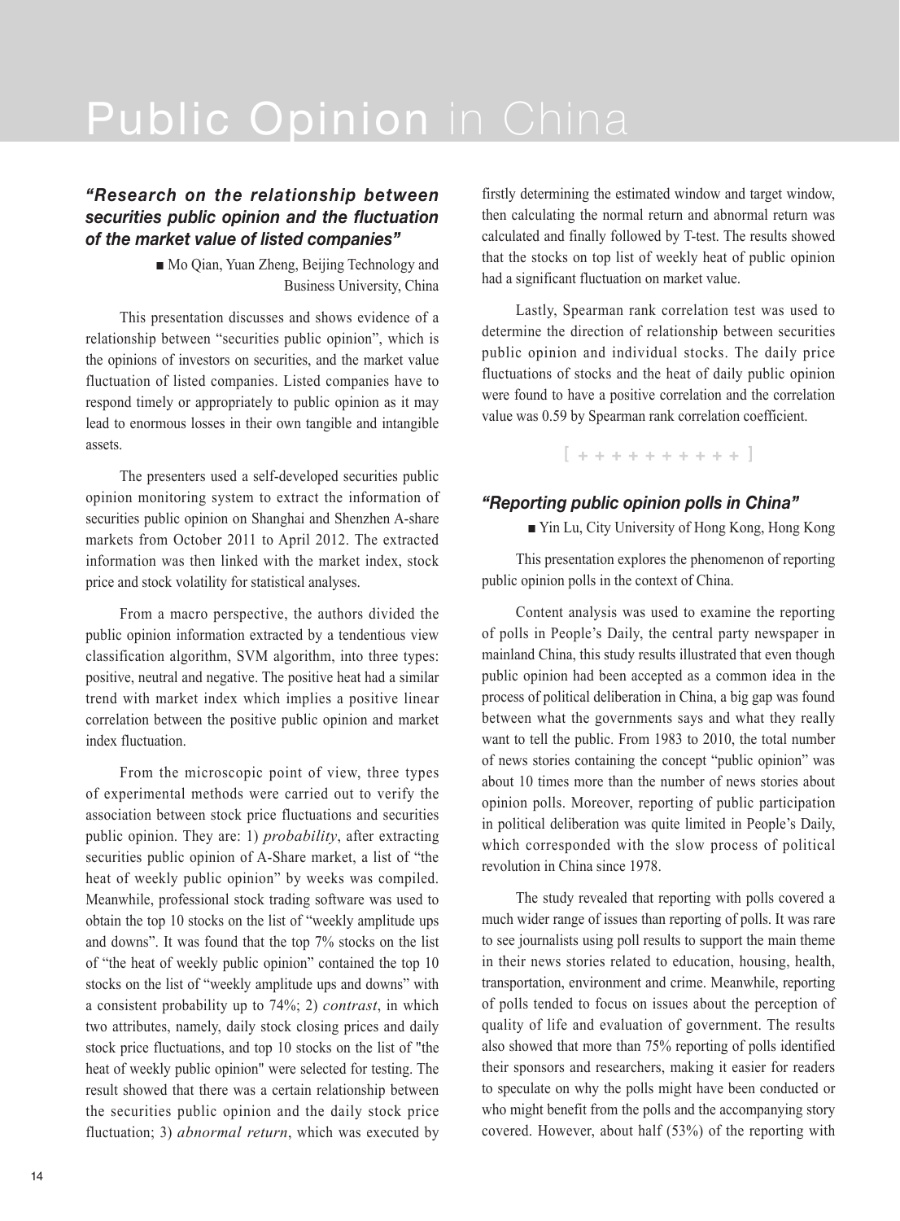# Public Opinion in China

### *"Research on the relationship between securities public opinion and the fluctuation of the market value of listed companies"*

■ Mo Qian, Yuan Zheng, Beijing Technology and Business University, China

This presentation discusses and shows evidence of a relationship between "securities public opinion", which is the opinions of investors on securities, and the market value fluctuation of listed companies. Listed companies have to respond timely or appropriately to public opinion as it may lead to enormous losses in their own tangible and intangible assets.

The presenters used a self-developed securities public opinion monitoring system to extract the information of securities public opinion on Shanghai and Shenzhen A-share markets from October 2011 to April 2012. The extracted information was then linked with the market index, stock price and stock volatility for statistical analyses.

From a macro perspective, the authors divided the public opinion information extracted by a tendentious view classification algorithm, SVM algorithm, into three types: positive, neutral and negative. The positive heat had a similar trend with market index which implies a positive linear correlation between the positive public opinion and market index fluctuation.

From the microscopic point of view, three types of experimental methods were carried out to verify the association between stock price fluctuations and securities public opinion. They are: 1) *probability*, after extracting securities public opinion of A-Share market, a list of "the heat of weekly public opinion" by weeks was compiled. Meanwhile, professional stock trading software was used to obtain the top 10 stocks on the list of "weekly amplitude ups and downs". It was found that the top 7% stocks on the list of "the heat of weekly public opinion" contained the top 10 stocks on the list of "weekly amplitude ups and downs" with a consistent probability up to 74%; 2) *contrast*, in which two attributes, namely, daily stock closing prices and daily stock price fluctuations, and top 10 stocks on the list of "the heat of weekly public opinion" were selected for testing. The result showed that there was a certain relationship between the securities public opinion and the daily stock price fluctuation; 3) *abnormal return*, which was executed by firstly determining the estimated window and target window, then calculating the normal return and abnormal return was calculated and finally followed by T-test. The results showed that the stocks on top list of weekly heat of public opinion had a significant fluctuation on market value.

Lastly, Spearman rank correlation test was used to determine the direction of relationship between securities public opinion and individual stocks. The daily price fluctuations of stocks and the heat of daily public opinion were found to have a positive correlation and the correlation value was 0.59 by Spearman rank correlation coefficient.

[ + + + + + + + + + + ]

### *"Reporting public opinion polls in China"*

■ Yin Lu, City University of Hong Kong, Hong Kong

This presentation explores the phenomenon of reporting public opinion polls in the context of China.

Content analysis was used to examine the reporting of polls in People's Daily, the central party newspaper in mainland China, this study results illustrated that even though public opinion had been accepted as a common idea in the process of political deliberation in China, a big gap was found between what the governments says and what they really want to tell the public. From 1983 to 2010, the total number of news stories containing the concept "public opinion" was about 10 times more than the number of news stories about opinion polls. Moreover, reporting of public participation in political deliberation was quite limited in People's Daily, which corresponded with the slow process of political revolution in China since 1978.

The study revealed that reporting with polls covered a much wider range of issues than reporting of polls. It was rare to see journalists using poll results to support the main theme in their news stories related to education, housing, health, transportation, environment and crime. Meanwhile, reporting of polls tended to focus on issues about the perception of quality of life and evaluation of government. The results also showed that more than 75% reporting of polls identified their sponsors and researchers, making it easier for readers to speculate on why the polls might have been conducted or who might benefit from the polls and the accompanying story covered. However, about half (53%) of the reporting with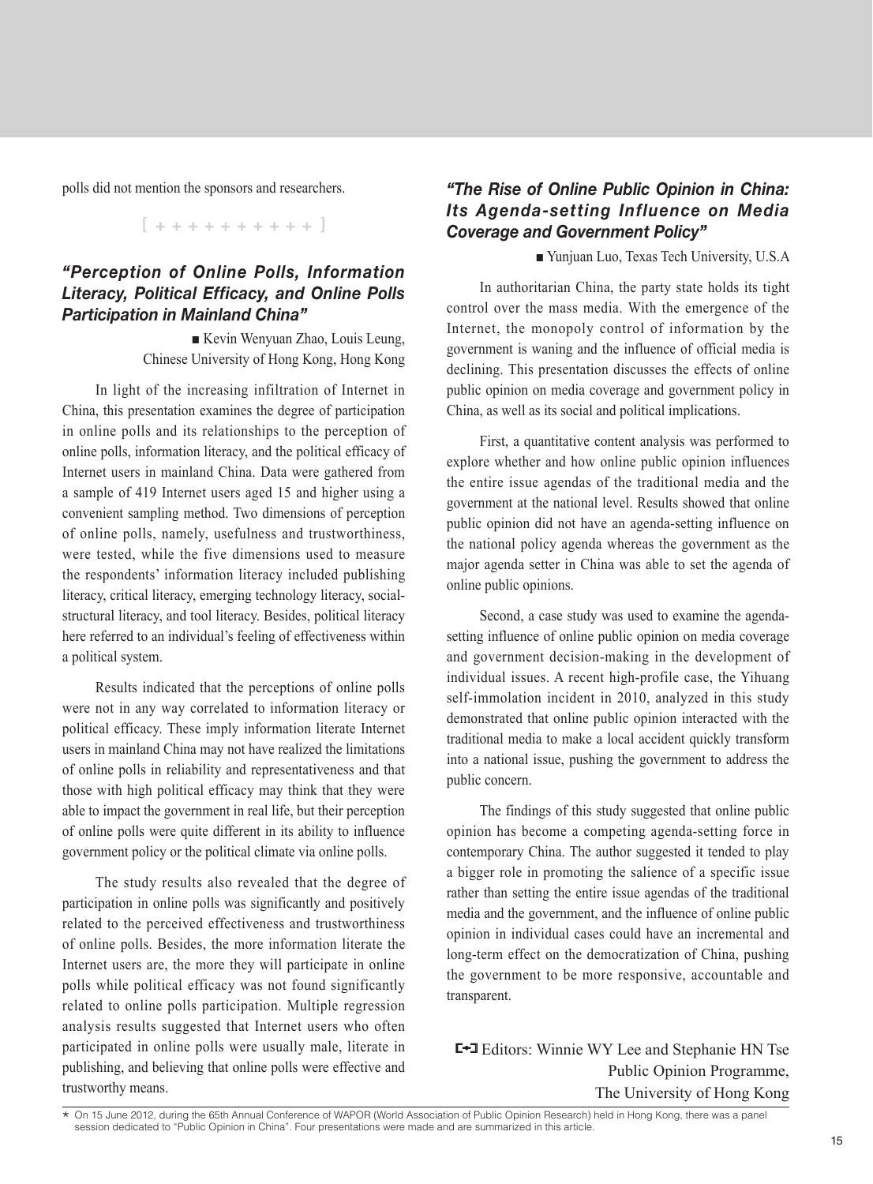polls did not mention the sponsors and researchers.

[ + + + + + + + + + + ]

### *"Perception of Online Polls, Information Literacy, Political Efficacy, and Online Polls Participation in Mainland China"*

■ Kevin Wenyuan Zhao, Louis Leung, Chinese University of Hong Kong, Hong Kong

In light of the increasing infiltration of Internet in China, this presentation examines the degree of participation in online polls and its relationships to the perception of online polls, information literacy, and the political efficacy of Internet users in mainland China. Data were gathered from a sample of 419 Internet users aged 15 and higher using a convenient sampling method. Two dimensions of perception of online polls, namely, usefulness and trustworthiness, were tested, while the five dimensions used to measure the respondents' information literacy included publishing literacy, critical literacy, emerging technology literacy, social-structural literacy, and tool literacy. Besides, political literacy here referred to an individual's feeling of effectiveness within a political system.

Results indicated that the perceptions of online polls were not in any way correlated to information literacy or political efficacy. These imply information literate Internet users in mainland China may not have realized the limitations of online polls in reliability and representativeness and that those with high political efficacy may think that they were able to impact the government in real life, but their perception of online polls were quite different in its ability to influence government policy or the political climate via online polls.

The study results also revealed that the degree of participation in online polls was significantly and positively related to the perceived effectiveness and trustworthiness of online polls. Besides, the more information literate the Internet users are, the more they will participate in online polls while political efficacy was not found significantly related to online polls participation. Multiple regression analysis results suggested that Internet users who often participated in online polls were usually male, literate in publishing, and believing that online polls were effective and trustworthy means.

### *"The Rise of Online Public Opinion in China: Its Agenda-setting Influence on Media Coverage and Government Policy"*

■ Yunjuan Luo, Texas Tech University, U.S.A

In authoritarian China, the party state holds its tight control over the mass media. With the emergence of the Internet, the monopoly control of information by the government is waning and the influence of official media is declining. This presentation discusses the effects of online public opinion on media coverage and government policy in China, as well as its social and political implications.

First, a quantitative content analysis was performed to explore whether and how online public opinion influences the entire issue agendas of the traditional media and the government at the national level. Results showed that online public opinion did not have an agenda-setting influence on the national policy agenda whereas the government as the major agenda setter in China was able to set the agenda of online public opinions.

Second, a case study was used to examine the agenda-setting influence of online public opinion on media coverage and government decision-making in the development of individual issues. A recent high-profile case, the Yihuang self-immolation incident in 2010, analyzed in this study demonstrated that online public opinion interacted with the traditional media to make a local accident quickly transform into a national issue, pushing the government to address the public concern.

The findings of this study suggested that online public opinion has become a competing agenda-setting force in contemporary China. The author suggested it tended to play a bigger role in promoting the salience of a specific issue rather than setting the entire issue agendas of the traditional media and the government, and the influence of online public opinion in individual cases could have an incremental and long-term effect on the democratization of China, pushing the government to be more responsive, accountable and transparent.

Editors: Winnie WY Lee and Stephanie HN Tse
Public Opinion Programme,
The University of Hong Kong

\* On 15 June 2012, during the 65th Annual Conference of WAPOR (World Association of Public Opinion Research) held in Hong Kong, there was a panel session dedicated to "Public Opinion in China". Four presentations were made and are summarized in this article.